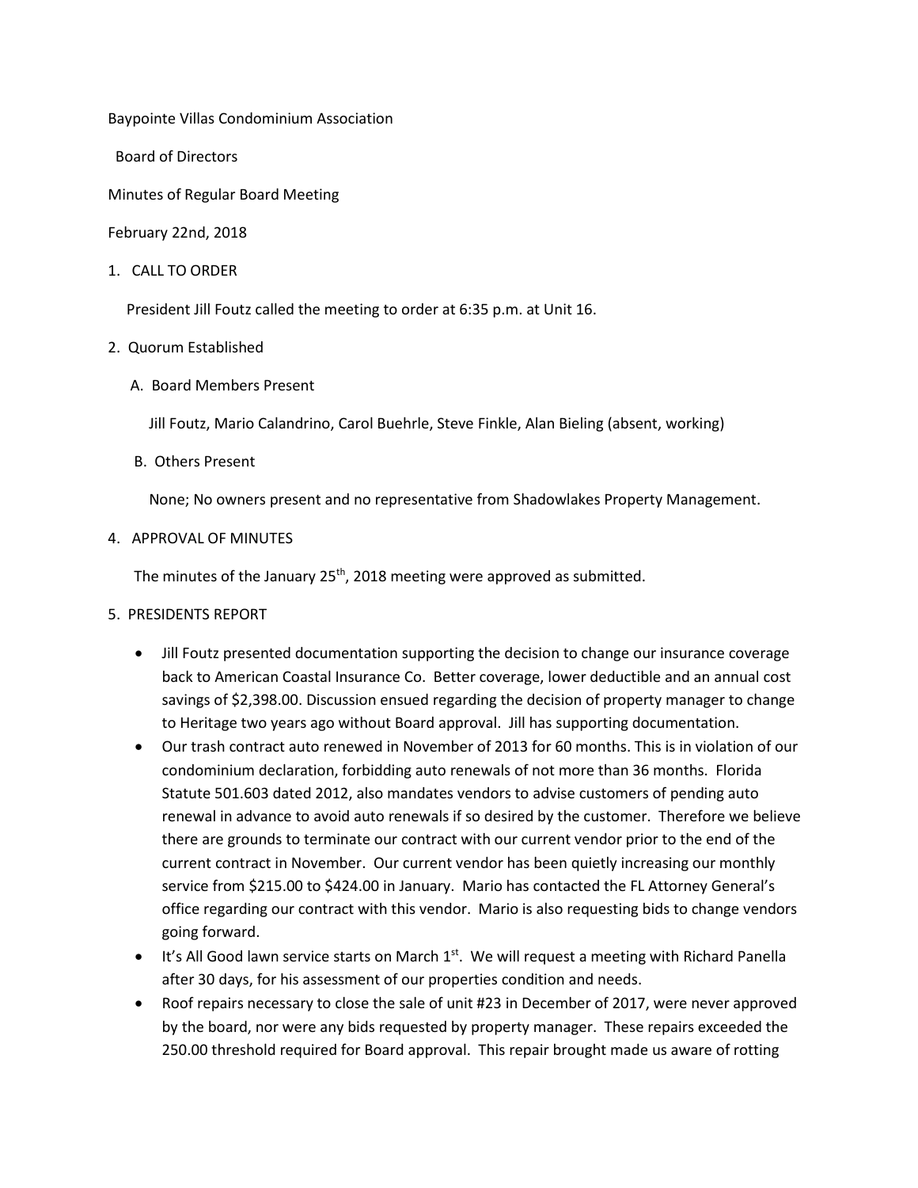Baypointe Villas Condominium Association

Board of Directors

Minutes of Regular Board Meeting

February 22nd, 2018

1. CALL TO ORDER

   President Jill Foutz called the meeting to order at 6:35 p.m. at Unit 16.

2. Quorum Established

   A. Board Members Present

      Jill Foutz, Mario Calandrino, Carol Buehrle, Steve Finkle, Alan Bieling (absent, working)

   B. Others Present

      None; No owners present and no representative from Shadowlakes Property Management.

4. APPROVAL OF MINUTES

   The minutes of the January 25th, 2018 meeting were approved as submitted.

5. PRESIDENTS REPORT

   - Jill Foutz presented documentation supporting the decision to change our insurance coverage back to American Coastal Insurance Co. Better coverage, lower deductible and an annual cost savings of $2,398.00. Discussion ensued regarding the decision of property manager to change to Heritage two years ago without Board approval. Jill has supporting documentation.
   - Our trash contract auto renewed in November of 2013 for 60 months. This is in violation of our condominium declaration, forbidding auto renewals of not more than 36 months. Florida Statute 501.603 dated 2012, also mandates vendors to advise customers of pending auto renewal in advance to avoid auto renewals if so desired by the customer. Therefore we believe there are grounds to terminate our contract with our current vendor prior to the end of the current contract in November. Our current vendor has been quietly increasing our monthly service from $215.00 to $424.00 in January. Mario has contacted the FL Attorney General's office regarding our contract with this vendor. Mario is also requesting bids to change vendors going forward.
   - It's All Good lawn service starts on March 1st. We will request a meeting with Richard Panella after 30 days, for his assessment of our properties condition and needs.
   - Roof repairs necessary to close the sale of unit #23 in December of 2017, were never approved by the board, nor were any bids requested by property manager. These repairs exceeded the 250.00 threshold required for Board approval. This repair brought made us aware of rotting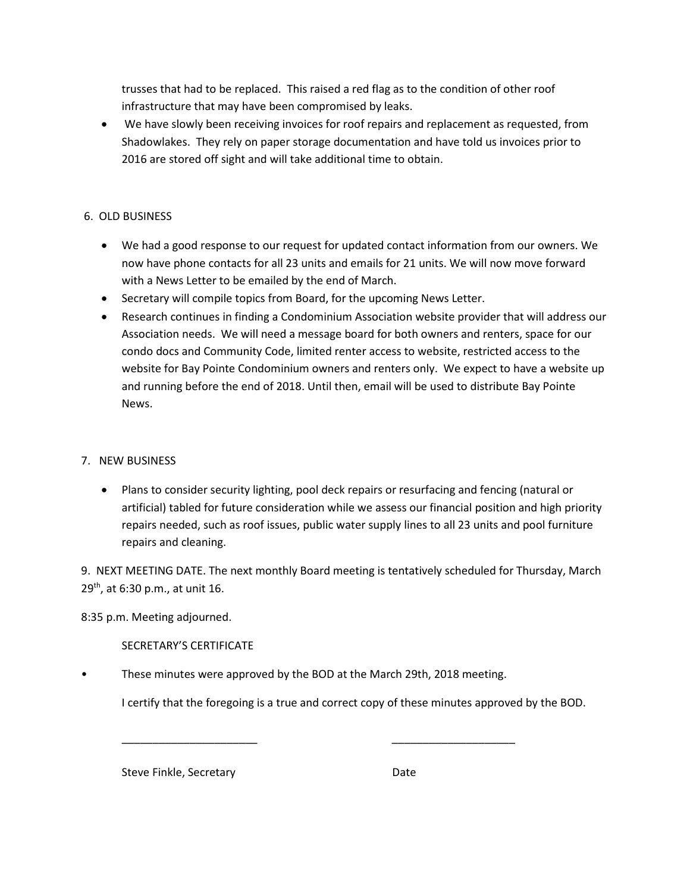trusses that had to be replaced. This raised a red flag as to the condition of other roof infrastructure that may have been compromised by leaks.

- We have slowly been receiving invoices for roof repairs and replacement as requested, from Shadowlakes. They rely on paper storage documentation and have told us invoices prior to 2016 are stored off sight and will take additional time to obtain.

6. OLD BUSINESS

- We had a good response to our request for updated contact information from our owners. We now have phone contacts for all 23 units and emails for 21 units. We will now move forward with a News Letter to be emailed by the end of March.
- Secretary will compile topics from Board, for the upcoming News Letter.
- Research continues in finding a Condominium Association website provider that will address our Association needs. We will need a message board for both owners and renters, space for our condo docs and Community Code, limited renter access to website, restricted access to the website for Bay Pointe Condominium owners and renters only. We expect to have a website up and running before the end of 2018. Until then, email will be used to distribute Bay Pointe News.

7. NEW BUSINESS

- Plans to consider security lighting, pool deck repairs or resurfacing and fencing (natural or artificial) tabled for future consideration while we assess our financial position and high priority repairs needed, such as roof issues, public water supply lines to all 23 units and pool furniture repairs and cleaning.

9. NEXT MEETING DATE. The next monthly Board meeting is tentatively scheduled for Thursday, March 29th, at 6:30 p.m., at unit 16.

8:35 p.m. Meeting adjourned.

SECRETARY'S CERTIFICATE

- These minutes were approved by the BOD at the March 29th, 2018 meeting.

I certify that the foregoing is a true and correct copy of these minutes approved by the BOD.

______________________ ____________________

Steve Finkle, Secretary Date